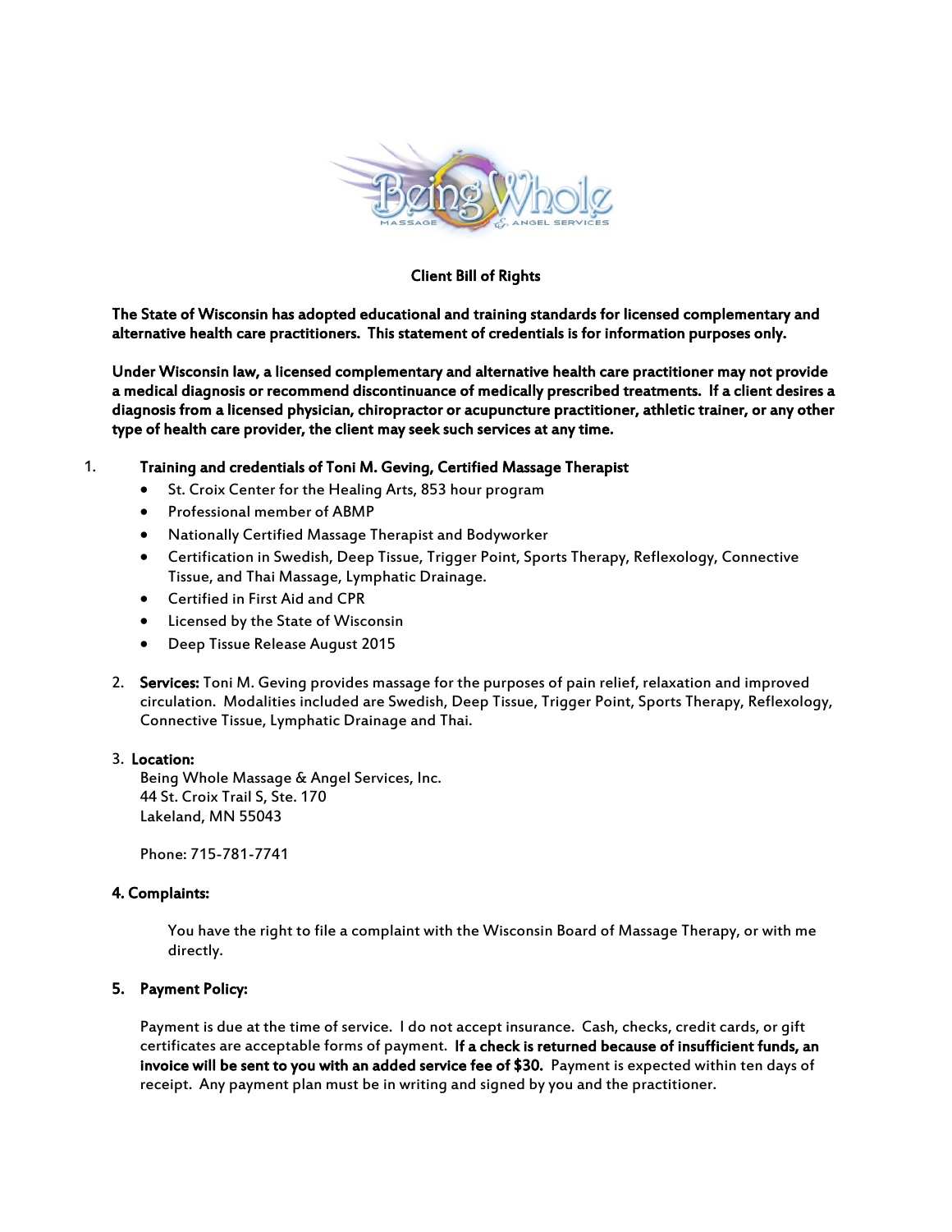# Client Bill of Rights

**The State of Wisconsin has adopted educational and training standards for licensed complementary and alternative health care practitioners. This statement of credentials is for information purposes only.**

**Under Wisconsin law, a licensed complementary and alternative health care practitioner may not provide a medical diagnosis or recommend discontinuance of medically prescribed treatments. If a client desires a diagnosis from a licensed physician, chiropractor or acupuncture practitioner, athletic trainer, or any other type of health care provider, the client may seek such services at any time.**

1. **Training and credentials of Toni M. Geving, Certified Massage Therapist**
   - St. Croix Center for the Healing Arts, 853 hour program
   - Professional member of ABMP
   - Nationally Certified Massage Therapist and Bodyworker
   - Certification in Swedish, Deep Tissue, Trigger Point, Sports Therapy, Reflexology, Connective Tissue, and Thai Massage, Lymphatic Drainage.
   - Certified in First Aid and CPR
   - Licensed by the State of Wisconsin
   - Deep Tissue Release August 2015

2. **Services:** Toni M. Geving provides massage for the purposes of pain relief, relaxation and improved circulation. Modalities included are Swedish, Deep Tissue, Trigger Point, Sports Therapy, Reflexology, Connective Tissue, Lymphatic Drainage and Thai.

3. **Location:**
   Being Whole Massage & Angel Services, Inc.
   44 St. Croix Trail S, Ste. 170
   Lakeland, MN 55043

   Phone: 715-781-7741

4. **Complaints:**

   You have the right to file a complaint with the Wisconsin Board of Massage Therapy, or with me directly.

5. **Payment Policy:**

   Payment is due at the time of service. I do not accept insurance. Cash, checks, credit cards, or gift certificates are acceptable forms of payment. **If a check is returned because of insufficient funds, an invoice will be sent to you with an added service fee of $30.** Payment is expected within ten days of receipt. Any payment plan must be in writing and signed by you and the practitioner.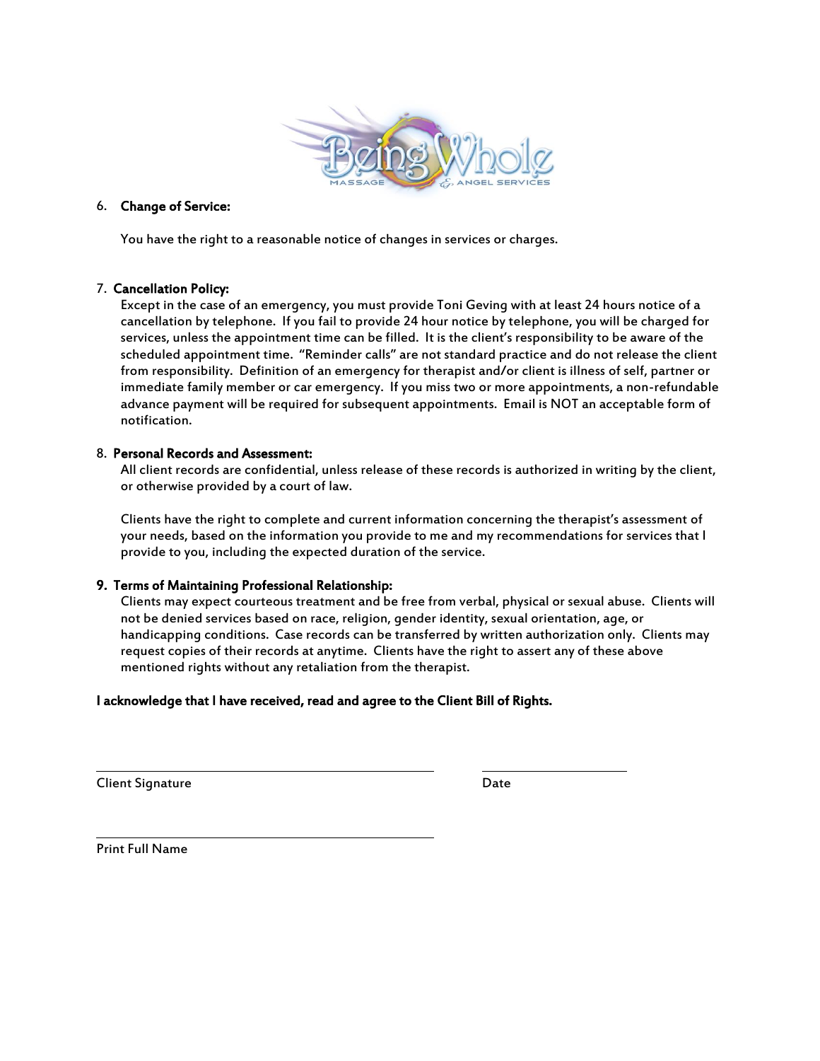6. **Change of Service:**

   You have the right to a reasonable notice of changes in services or charges.

7. **Cancellation Policy:**
   Except in the case of an emergency, you must provide Toni Geving with at least 24 hours notice of a cancellation by telephone. If you fail to provide 24 hour notice by telephone, you will be charged for services, unless the appointment time can be filled. It is the client's responsibility to be aware of the scheduled appointment time. "Reminder calls" are not standard practice and do not release the client from responsibility. Definition of an emergency for therapist and/or client is illness of self, partner or immediate family member or car emergency. If you miss two or more appointments, a non-refundable advance payment will be required for subsequent appointments. Email is NOT an acceptable form of notification.

8. **Personal Records and Assessment:**
   All client records are confidential, unless release of these records is authorized in writing by the client, or otherwise provided by a court of law.

   Clients have the right to complete and current information concerning the therapist's assessment of your needs, based on the information you provide to me and my recommendations for services that I provide to you, including the expected duration of the service.

9. **Terms of Maintaining Professional Relationship:**
   Clients may expect courteous treatment and be free from verbal, physical or sexual abuse. Clients will not be denied services based on race, religion, gender identity, sexual orientation, age, or handicapping conditions. Case records can be transferred by written authorization only. Clients may request copies of their records at anytime. Clients have the right to assert any of these above mentioned rights without any retaliation from the therapist.

**I acknowledge that I have received, read and agree to the Client Bill of Rights.**

\_\_\_\_\_\_\_\_\_\_\_\_\_\_\_\_\_\_\_\_\_\_\_\_\_\_\_\_\_\_\_\_\_\_\_\_ \_\_\_\_\_\_\_\_\_\_\_\_\_\_\_\_\_\_\_\_

Client Signature Date

\_\_\_\_\_\_\_\_\_\_\_\_\_\_\_\_\_\_\_\_\_\_\_\_\_\_\_\_\_\_\_\_\_\_\_\_

Print Full Name